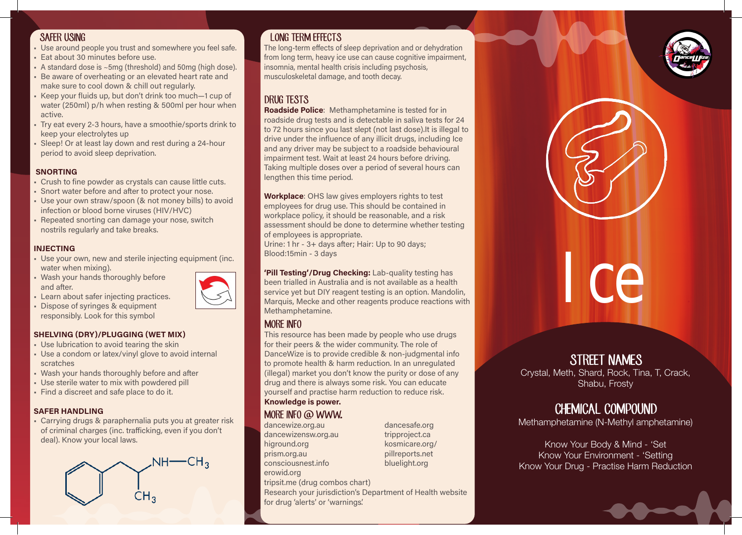## SAFER USING

- Use around people you trust and somewhere you feel safe.
- Eat about 30 minutes before use.
- A standard dose is ~5mg (threshold) and 50mg (high dose).
- Be aware of overheating or an elevated heart rate and make sure to cool down & chill out regularly.
- Keep your fluids up, but don't drink too much—1 cup of water (250ml) p/h when resting & 500ml per hour when active.
- Try eat every 2-3 hours, have a smoothie/sports drink to keep your electrolytes up
- Sleep! Or at least lay down and rest during a 24-hour period to avoid sleep deprivation.

### SNORTING

- Crush to fine powder as crystals can cause little cuts.
- Snort water before and after to protect your nose.
- Use your own straw/spoon (& not money bills) to avoid infection or blood borne viruses (HIV/HVC)
- Repeated snorting can damage your nose, switch nostrils regularly and take breaks.

### INJECTING

- Use your own, new and sterile injecting equipment (inc. water when mixing).
- Wash your hands thoroughly before and after.
- Learn about safer injecting practices.
- Dispose of syringes & equipment responsibly. Look for this symbol

### SHELVING (DRY)/PLUGGING (WET MIX)

- Use lubrication to avoid tearing the skin
- Use a condom or latex/vinyl glove to avoid internal scratches
- Wash your hands thoroughly before and after
- Use sterile water to mix with powdered pill
- Find a discreet and safe place to do it.

### SAFER HANDLING

- Carrying drugs & paraphernalia puts you at greater risk of criminal charges (inc. trafficking, even if you don't deal). Know your local laws.

NH—$CH_3$

$CH_3$

## LONG TERM EFFECTS

The long-term effects of sleep deprivation and or dehydration from long term, heavy ice use can cause cognitive impairment, insomnia, mental health crisis including psychosis, musculoskeletal damage, and tooth decay.

## DRUG TESTS

**Roadside Police**: Methamphetamine is tested for in roadside drug tests and is detectable in saliva tests for 24 to 72 hours since you last slept (not last dose).It is illegal to drive under the influence of any illicit drugs, including Ice and any driver may be subject to a roadside behavioural impairment test. Wait at least 24 hours before driving. Taking multiple doses over a period of several hours can lengthen this time period.

**Workplace**: OHS law gives employers rights to test employees for drug use. This should be contained in workplace policy, it should be reasonable, and a risk assessment should be done to determine whether testing of employees is appropriate.
Urine: 1 hr - 3+ days after; Hair: Up to 90 days; Blood:15min - 3 days

**'Pill Testing'/Drug Checking:** Lab-quality testing has been trialled in Australia and is not available as a health service yet but DIY reagent testing is an option. Mandolin, Marquis, Mecke and other reagents produce reactions with Methamphetamine.

## MORE INFO

This resource has been made by people who use drugs for their peers & the wider community. The role of DanceWize is to provide credible & non-judgmental info to promote health & harm reduction. In an unregulated (illegal) market you don't know the purity or dose of any drug and there is always some risk. You can educate yourself and practise harm reduction to reduce risk.
**Knowledge is power.**

## MORE INFO @ WWW.

dancewize.org.au
dancewizensw.org.au
higround.org
prism.org.au
consciousnest.info
erowid.org
dancesafe.org
tripproject.ca
kosmicare.org/
pillreports.net
bluelight.org
tripsit.me (drug combos chart)
Research your jurisdiction's Department of Health website for drug 'alerts' or 'warnings'.

# Ice

## STREET NAMES

Crystal, Meth, Shard, Rock, Tina, T, Crack, Shabu, Frosty

## CHEMICAL COMPOUND

Methamphetamine (N-Methyl amphetamine)

Know Your Body & Mind - 'Set
Know Your Environment - 'Setting
Know Your Drug - Practise Harm Reduction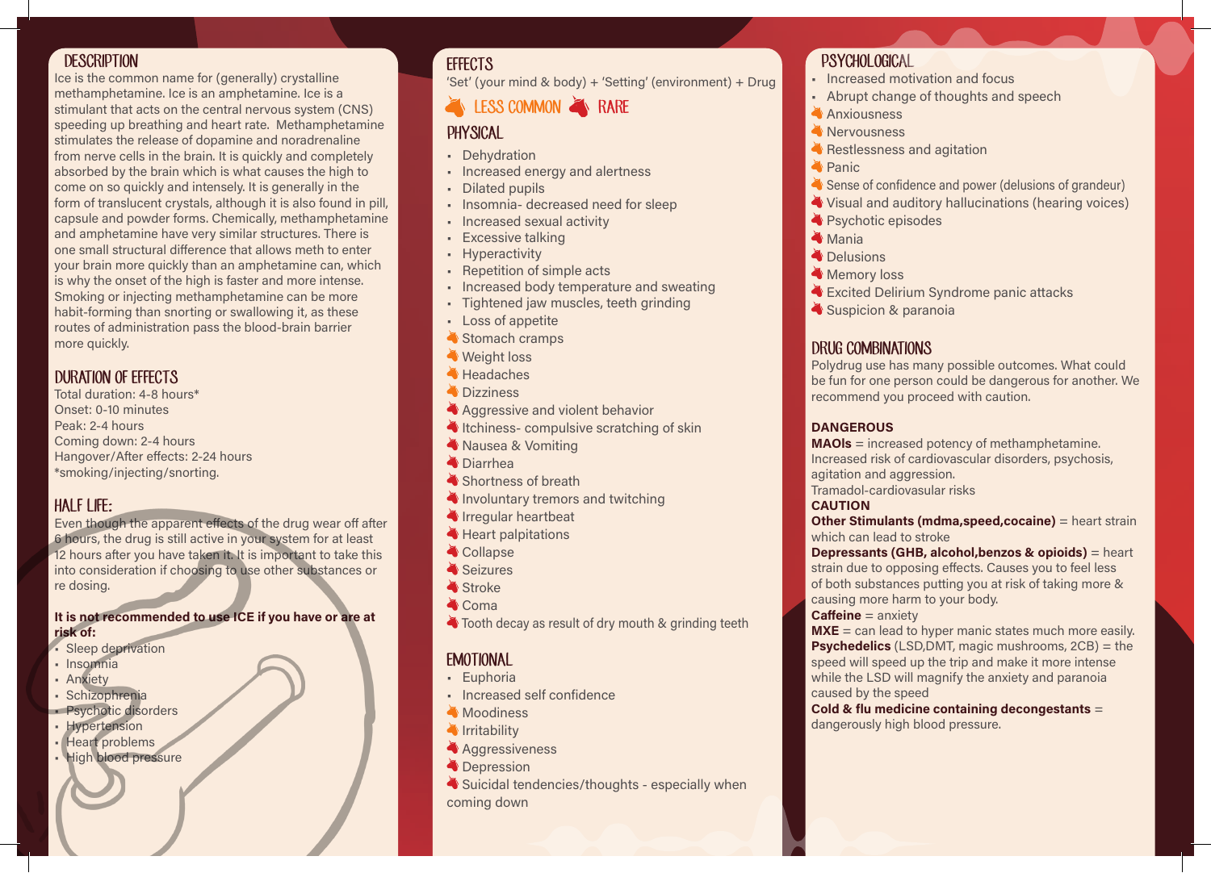## DESCRIPTION

Ice is the common name for (generally) crystalline methamphetamine. Ice is an amphetamine. Ice is a stimulant that acts on the central nervous system (CNS) speeding up breathing and heart rate. Methamphetamine stimulates the release of dopamine and noradrenaline from nerve cells in the brain. It is quickly and completely absorbed by the brain which is what causes the high to come on so quickly and intensely. It is generally in the form of translucent crystals, although it is also found in pill, capsule and powder forms. Chemically, methamphetamine and amphetamine have very similar structures. There is one small structural difference that allows meth to enter your brain more quickly than an amphetamine can, which is why the onset of the high is faster and more intense. Smoking or injecting methamphetamine can be more habit-forming than snorting or swallowing it, as these routes of administration pass the blood-brain barrier more quickly.

## DURATION OF EFFECTS

Total duration: 4-8 hours*
Onset: 0-10 minutes
Peak: 2-4 hours
Coming down: 2-4 hours
Hangover/After effects: 2-24 hours
*smoking/injecting/snorting.

## HALF LIFE:

Even though the apparent effects of the drug wear off after 6 hours, the drug is still active in your system for at least 12 hours after you have taken it. It is important to take this into consideration if choosing to use other substances or re dosing.

**It is not recommended to use ICE if you have or are at risk of:**

- Sleep deprivation
- Insomnia
- Anxiety
- Schizophrenia
- Psychotic disorders
- Hypertension
- Heart problems
- High blood pressure

## EFFECTS

'Set' (your mind & body) + 'Setting' (environment) + Drug

LESS COMMON | RARE

### PHYSICAL

- Dehydration
- Increased energy and alertness
- Dilated pupils
- Insomnia- decreased need for sleep
- Increased sexual activity
- Excessive talking
- Hyperactivity
- Repetition of simple acts
- Increased body temperature and sweating
- Tightened jaw muscles, teeth grinding
- Loss of appetite
- Stomach cramps (less common)
- Weight loss (less common)
- Headaches (less common)
- Dizziness (less common)
- Aggressive and violent behavior (rare)
- Itchiness- compulsive scratching of skin (rare)
- Nausea & Vomiting (rare)
- Diarrhea (rare)
- Shortness of breath (rare)
- Involuntary tremors and twitching (rare)
- Irregular heartbeat (rare)
- Heart palpitations (rare)
- Collapse (rare)
- Seizures (rare)
- Stroke (rare)
- Coma (rare)
- Tooth decay as result of dry mouth & grinding teeth (rare)

### EMOTIONAL

- Euphoria
- Increased self confidence
- Moodiness (less common)
- Irritability (less common)
- Aggressiveness (rare)
- Depression (rare)
- Suicidal tendencies/thoughts - especially when coming down (rare)

### PSYCHOLOGICAL

- Increased motivation and focus
- Abrupt change of thoughts and speech
- Anxiousness (less common)
- Nervousness (less common)
- Restlessness and agitation (less common)
- Panic (less common)
- Sense of confidence and power (delusions of grandeur) (less common)
- Visual and auditory hallucinations (hearing voices) (rare)
- Psychotic episodes (rare)
- Mania (rare)
- Delusions (rare)
- Memory loss (rare)
- Excited Delirium Syndrome panic attacks (rare)
- Suspicion & paranoia (rare)

## DRUG COMBINATIONS

Polydrug use has many possible outcomes. What could be fun for one person could be dangerous for another. We recommend you proceed with caution.

**DANGEROUS**

**MAOIs** = increased potency of methamphetamine. Increased risk of cardiovascular disorders, psychosis, agitation and aggression.
Tramadol-cardiovasular risks

**CAUTION**

**Other Stimulants (mdma,speed,cocaine)** = heart strain which can lead to stroke

**Depressants (GHB, alcohol,benzos & opioids)** = heart strain due to opposing effects. Causes you to feel less of both substances putting you at risk of taking more & causing more harm to your body.

**Caffeine** = anxiety

**MXE** = can lead to hyper manic states much more easily.

**Psychedelics** (LSD,DMT, magic mushrooms, 2CB) = the speed will speed up the trip and make it more intense while the LSD will magnify the anxiety and paranoia caused by the speed

**Cold & flu medicine containing decongestants** = dangerously high blood pressure.